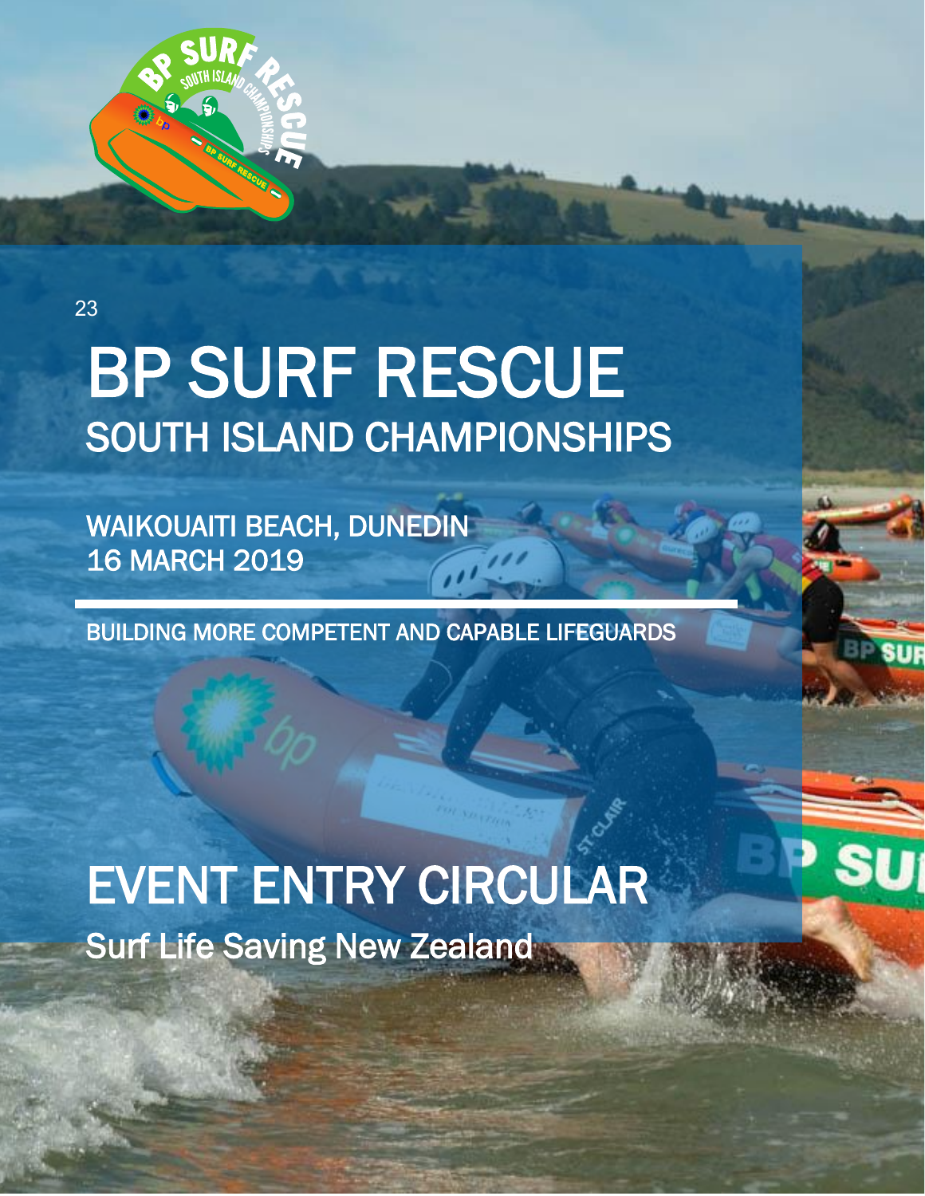23

# BP SURF RESCUE

## SOUTH ISLAND CHAMPIONSHIPS

WAIKOUAITI BEACH, DUNEDIN
16 MARCH 2019

BUILDING MORE COMPETENT AND CAPABLE LIFEGUARDS

# EVENT ENTRY CIRCULAR

Surf Life Saving New Zealand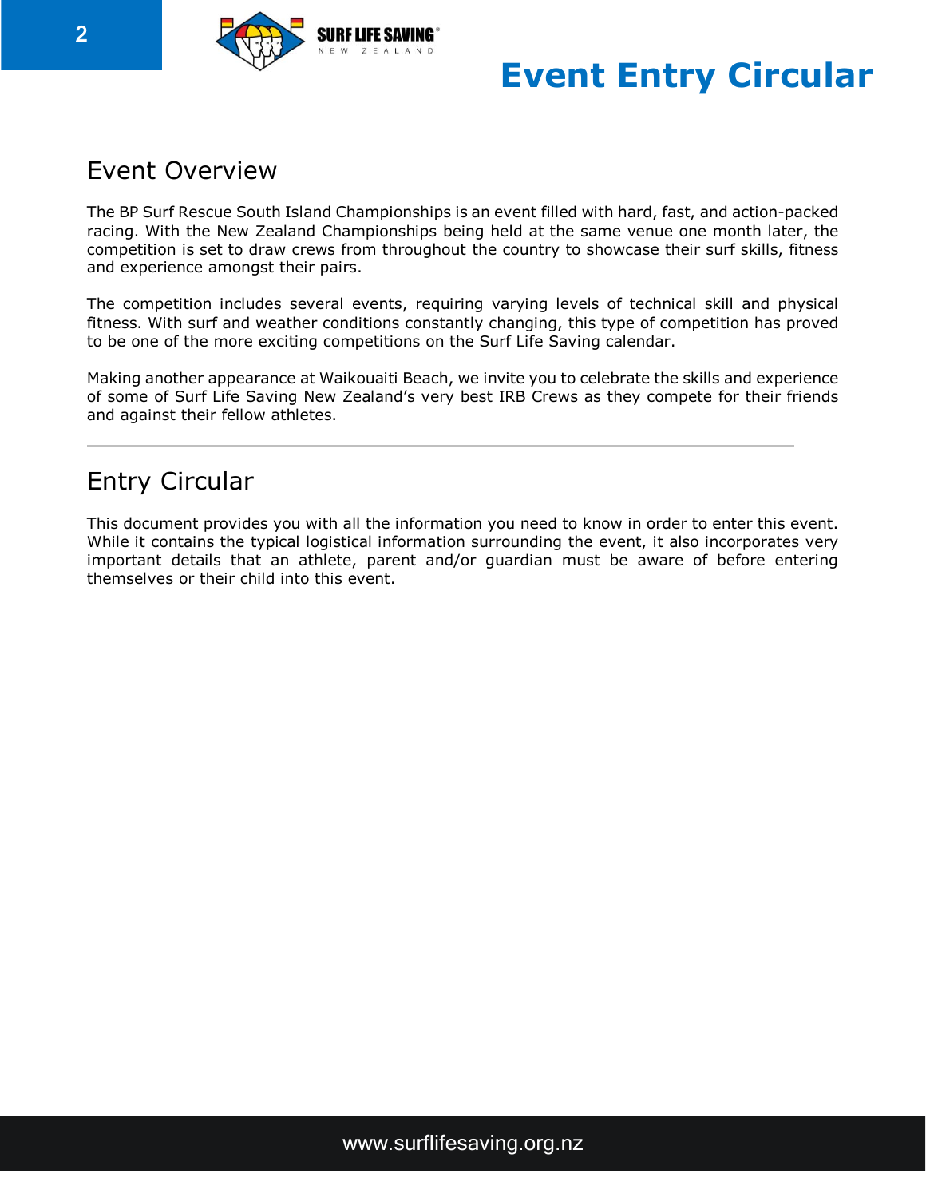# Event Entry Circular

## Event Overview

The BP Surf Rescue South Island Championships is an event filled with hard, fast, and action-packed racing. With the New Zealand Championships being held at the same venue one month later, the competition is set to draw crews from throughout the country to showcase their surf skills, fitness and experience amongst their pairs.

The competition includes several events, requiring varying levels of technical skill and physical fitness. With surf and weather conditions constantly changing, this type of competition has proved to be one of the more exciting competitions on the Surf Life Saving calendar.

Making another appearance at Waikouaiti Beach, we invite you to celebrate the skills and experience of some of Surf Life Saving New Zealand's very best IRB Crews as they compete for their friends and against their fellow athletes.

---

## Entry Circular

This document provides you with all the information you need to know in order to enter this event. While it contains the typical logistical information surrounding the event, it also incorporates very important details that an athlete, parent and/or guardian must be aware of before entering themselves or their child into this event.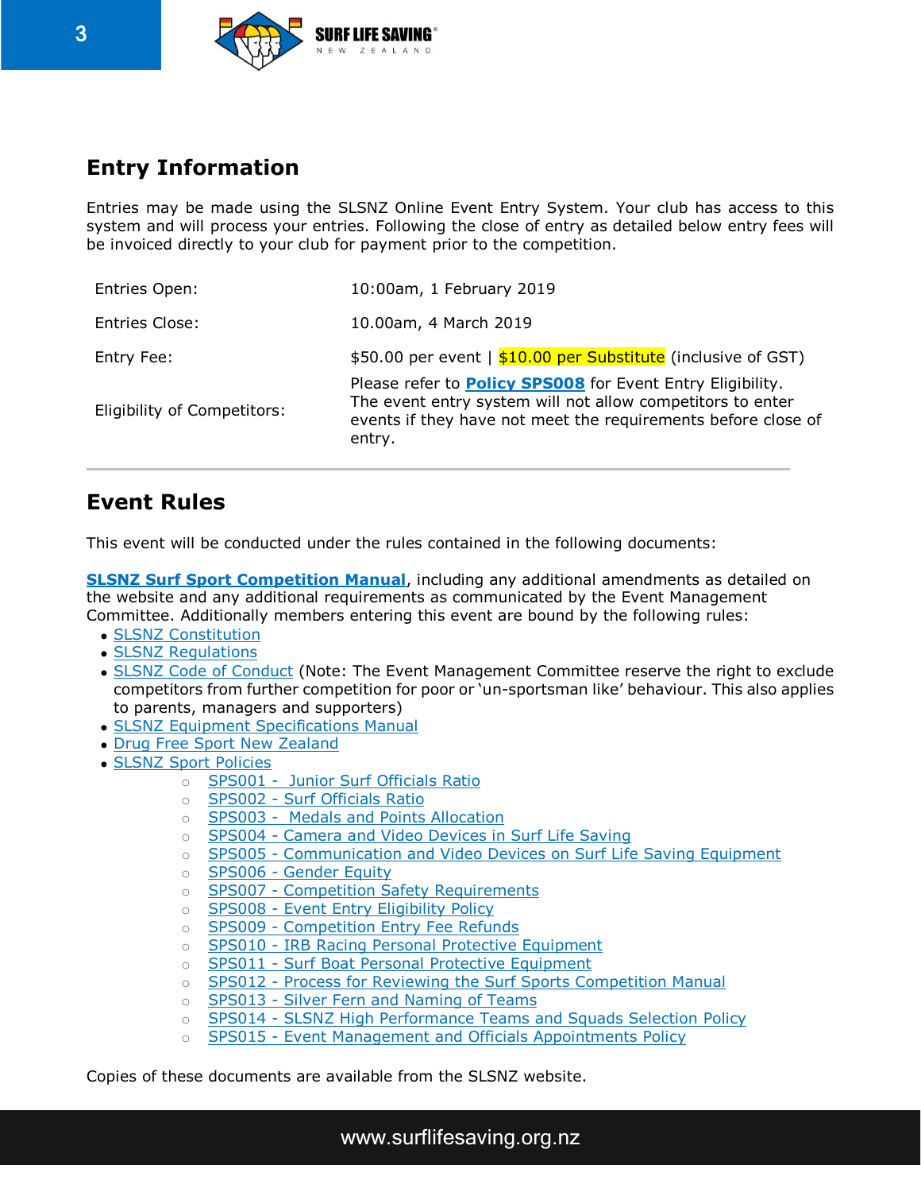## Entry Information

Entries may be made using the SLSNZ Online Event Entry System. Your club has access to this system and will process your entries. Following the close of entry as detailed below entry fees will be invoiced directly to your club for payment prior to the competition.

| | |
|---|---|
| Entries Open: | 10:00am, 1 February 2019 |
| Entries Close: | 10.00am, 4 March 2019 |
| Entry Fee: | $50.00 per event \| $10.00 per Substitute (inclusive of GST) |
| Eligibility of Competitors: | Please refer to **Policy SPS008** for Event Entry Eligibility. The event entry system will not allow competitors to enter events if they have not meet the requirements before close of entry. |

## Event Rules

This event will be conducted under the rules contained in the following documents:

**SLSNZ Surf Sport Competition Manual**, including any additional amendments as detailed on the website and any additional requirements as communicated by the Event Management Committee. Additionally members entering this event are bound by the following rules:

- SLSNZ Constitution
- SLSNZ Regulations
- SLSNZ Code of Conduct (Note: The Event Management Committee reserve the right to exclude competitors from further competition for poor or 'un-sportsman like' behaviour. This also applies to parents, managers and supporters)
- SLSNZ Equipment Specifications Manual
- Drug Free Sport New Zealand
- SLSNZ Sport Policies
  - SPS001 - Junior Surf Officials Ratio
  - SPS002 - Surf Officials Ratio
  - SPS003 - Medals and Points Allocation
  - SPS004 - Camera and Video Devices in Surf Life Saving
  - SPS005 - Communication and Video Devices on Surf Life Saving Equipment
  - SPS006 - Gender Equity
  - SPS007 - Competition Safety Requirements
  - SPS008 - Event Entry Eligibility Policy
  - SPS009 - Competition Entry Fee Refunds
  - SPS010 - IRB Racing Personal Protective Equipment
  - SPS011 - Surf Boat Personal Protective Equipment
  - SPS012 - Process for Reviewing the Surf Sports Competition Manual
  - SPS013 - Silver Fern and Naming of Teams
  - SPS014 - SLSNZ High Performance Teams and Squads Selection Policy
  - SPS015 - Event Management and Officials Appointments Policy

Copies of these documents are available from the SLSNZ website.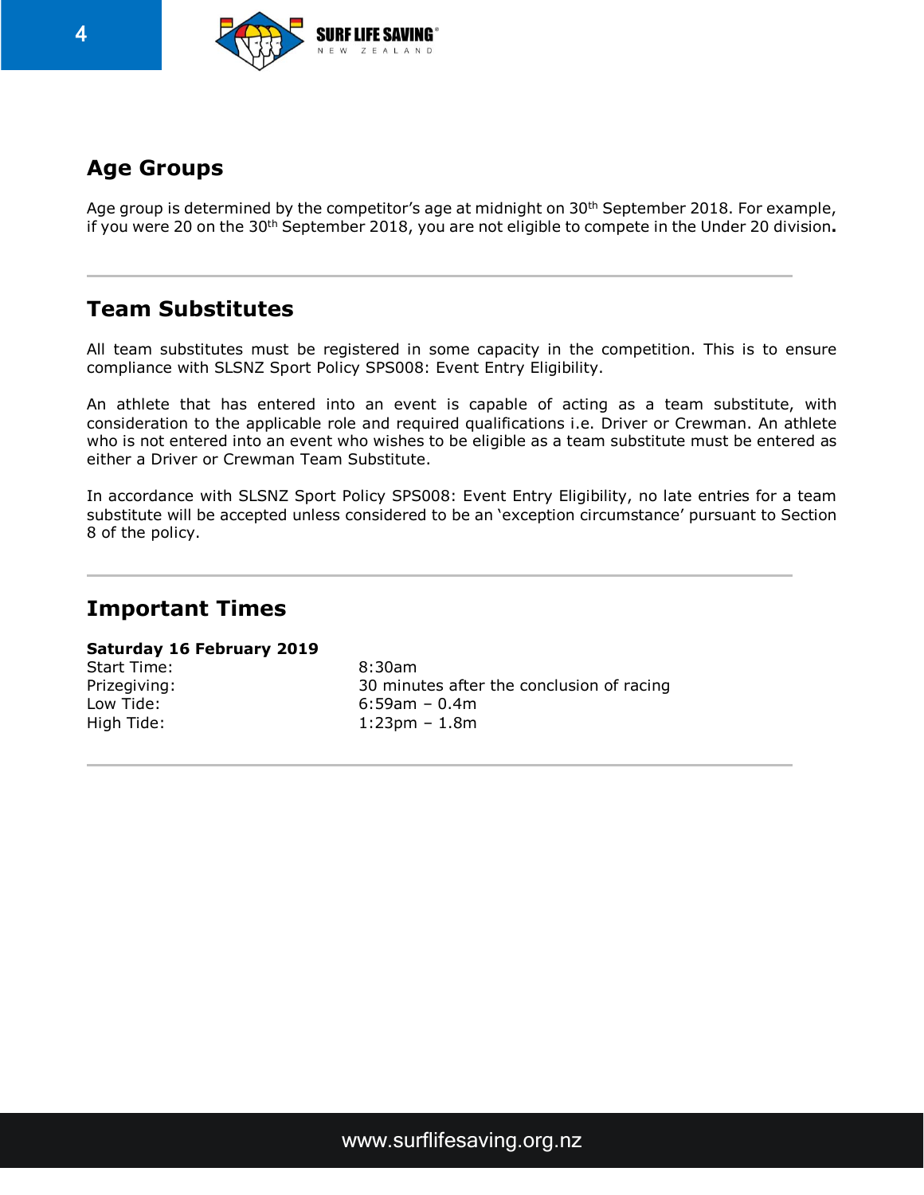## Age Groups

Age group is determined by the competitor's age at midnight on 30th September 2018. For example, if you were 20 on the 30th September 2018, you are not eligible to compete in the Under 20 division**.**

## Team Substitutes

All team substitutes must be registered in some capacity in the competition. This is to ensure compliance with SLSNZ Sport Policy SPS008: Event Entry Eligibility.

An athlete that has entered into an event is capable of acting as a team substitute, with consideration to the applicable role and required qualifications i.e. Driver or Crewman. An athlete who is not entered into an event who wishes to be eligible as a team substitute must be entered as either a Driver or Crewman Team Substitute.

In accordance with SLSNZ Sport Policy SPS008: Event Entry Eligibility, no late entries for a team substitute will be accepted unless considered to be an 'exception circumstance' pursuant to Section 8 of the policy.

## Important Times

**Saturday 16 February 2019**

| | |
|---|---|
| Start Time: | 8:30am |
| Prizegiving: | 30 minutes after the conclusion of racing |
| Low Tide: | 6:59am – 0.4m |
| High Tide: | 1:23pm – 1.8m |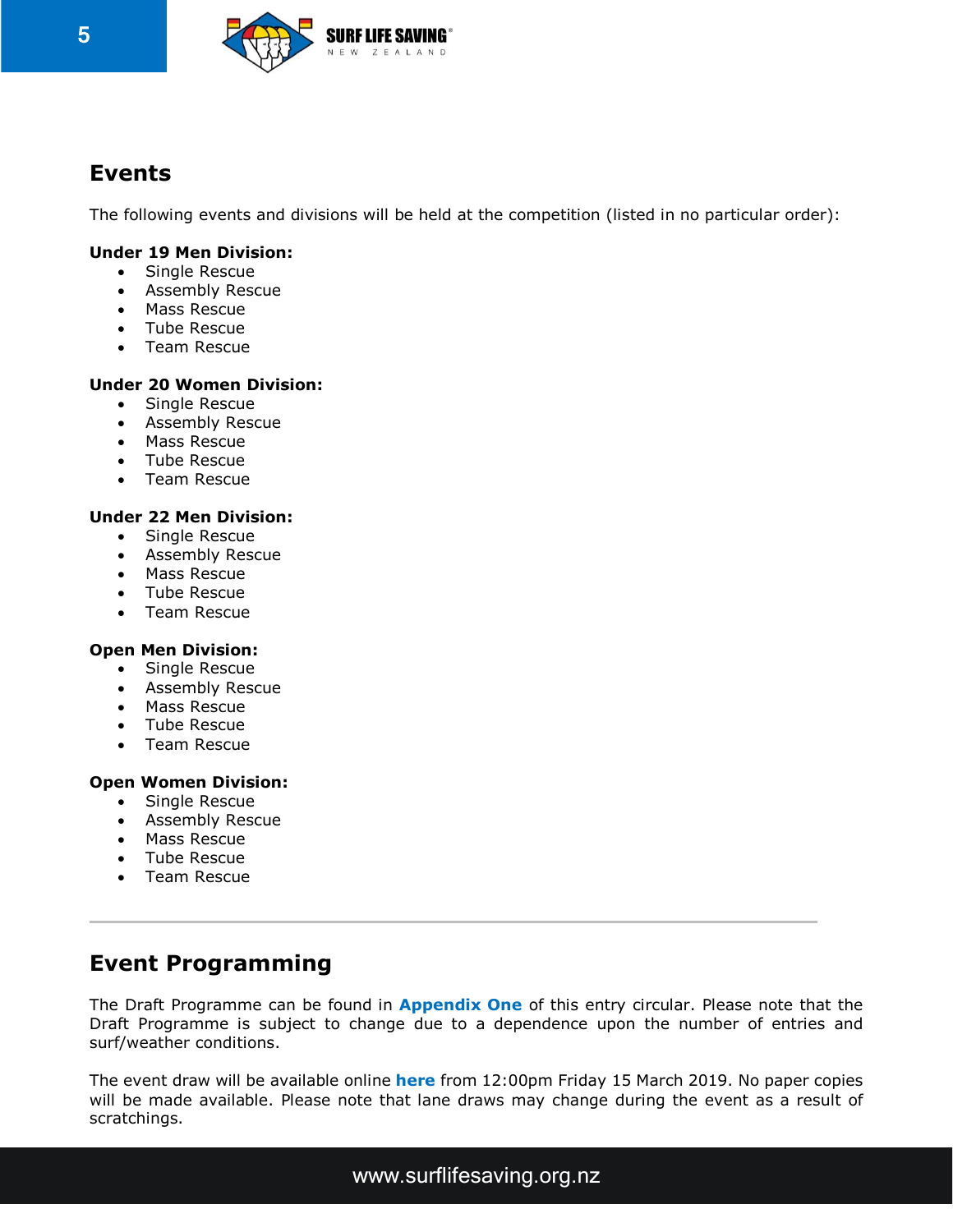## Events

The following events and divisions will be held at the competition (listed in no particular order):

**Under 19 Men Division:**

- Single Rescue
- Assembly Rescue
- Mass Rescue
- Tube Rescue
- Team Rescue

**Under 20 Women Division:**

- Single Rescue
- Assembly Rescue
- Mass Rescue
- Tube Rescue
- Team Rescue

**Under 22 Men Division:**

- Single Rescue
- Assembly Rescue
- Mass Rescue
- Tube Rescue
- Team Rescue

**Open Men Division:**

- Single Rescue
- Assembly Rescue
- Mass Rescue
- Tube Rescue
- Team Rescue

**Open Women Division:**

- Single Rescue
- Assembly Rescue
- Mass Rescue
- Tube Rescue
- Team Rescue

---

## Event Programming

The Draft Programme can be found in **Appendix One** of this entry circular. Please note that the Draft Programme is subject to change due to a dependence upon the number of entries and surf/weather conditions.

The event draw will be available online **here** from 12:00pm Friday 15 March 2019. No paper copies will be made available. Please note that lane draws may change during the event as a result of scratchings.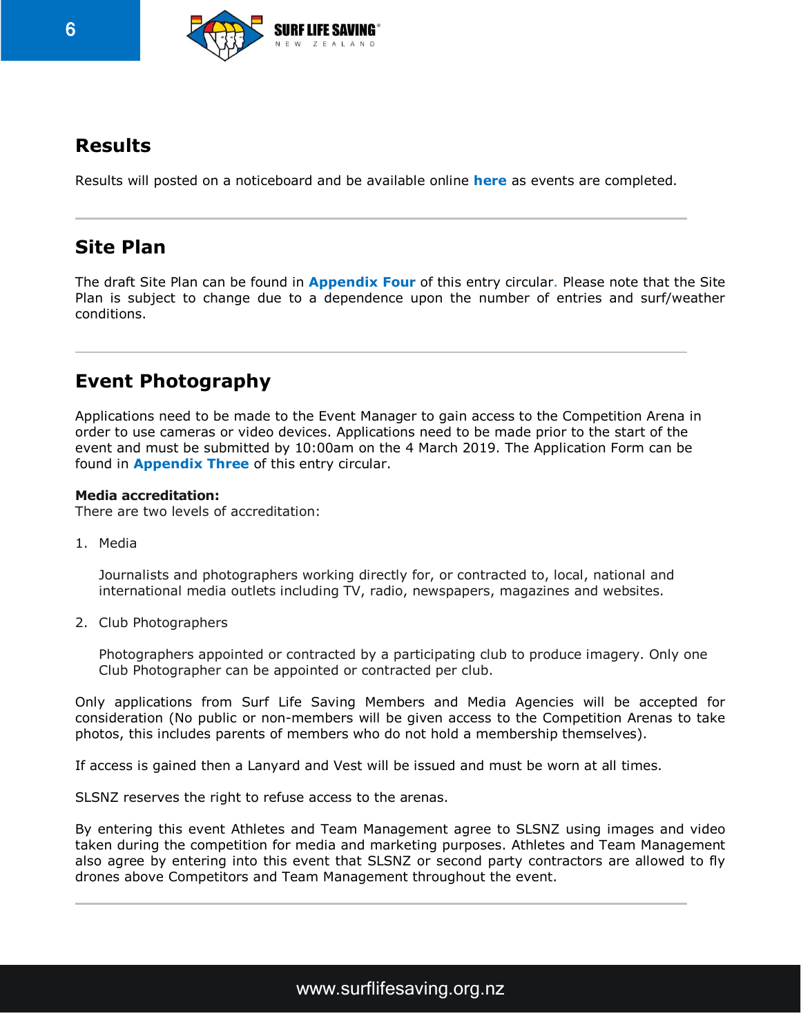## Results

Results will posted on a noticeboard and be available online **here** as events are completed.

---

## Site Plan

The draft Site Plan can be found in **Appendix Four** of this entry circular. Please note that the Site Plan is subject to change due to a dependence upon the number of entries and surf/weather conditions.

---

## Event Photography

Applications need to be made to the Event Manager to gain access to the Competition Arena in order to use cameras or video devices. Applications need to be made prior to the start of the event and must be submitted by 10:00am on the 4 March 2019. The Application Form can be found in **Appendix Three** of this entry circular.

**Media accreditation:**
There are two levels of accreditation:

1. Media

   Journalists and photographers working directly for, or contracted to, local, national and international media outlets including TV, radio, newspapers, magazines and websites.

2. Club Photographers

   Photographers appointed or contracted by a participating club to produce imagery. Only one Club Photographer can be appointed or contracted per club.

Only applications from Surf Life Saving Members and Media Agencies will be accepted for consideration (No public or non-members will be given access to the Competition Arenas to take photos, this includes parents of members who do not hold a membership themselves).

If access is gained then a Lanyard and Vest will be issued and must be worn at all times.

SLSNZ reserves the right to refuse access to the arenas.

By entering this event Athletes and Team Management agree to SLSNZ using images and video taken during the competition for media and marketing purposes. Athletes and Team Management also agree by entering into this event that SLSNZ or second party contractors are allowed to fly drones above Competitors and Team Management throughout the event.

---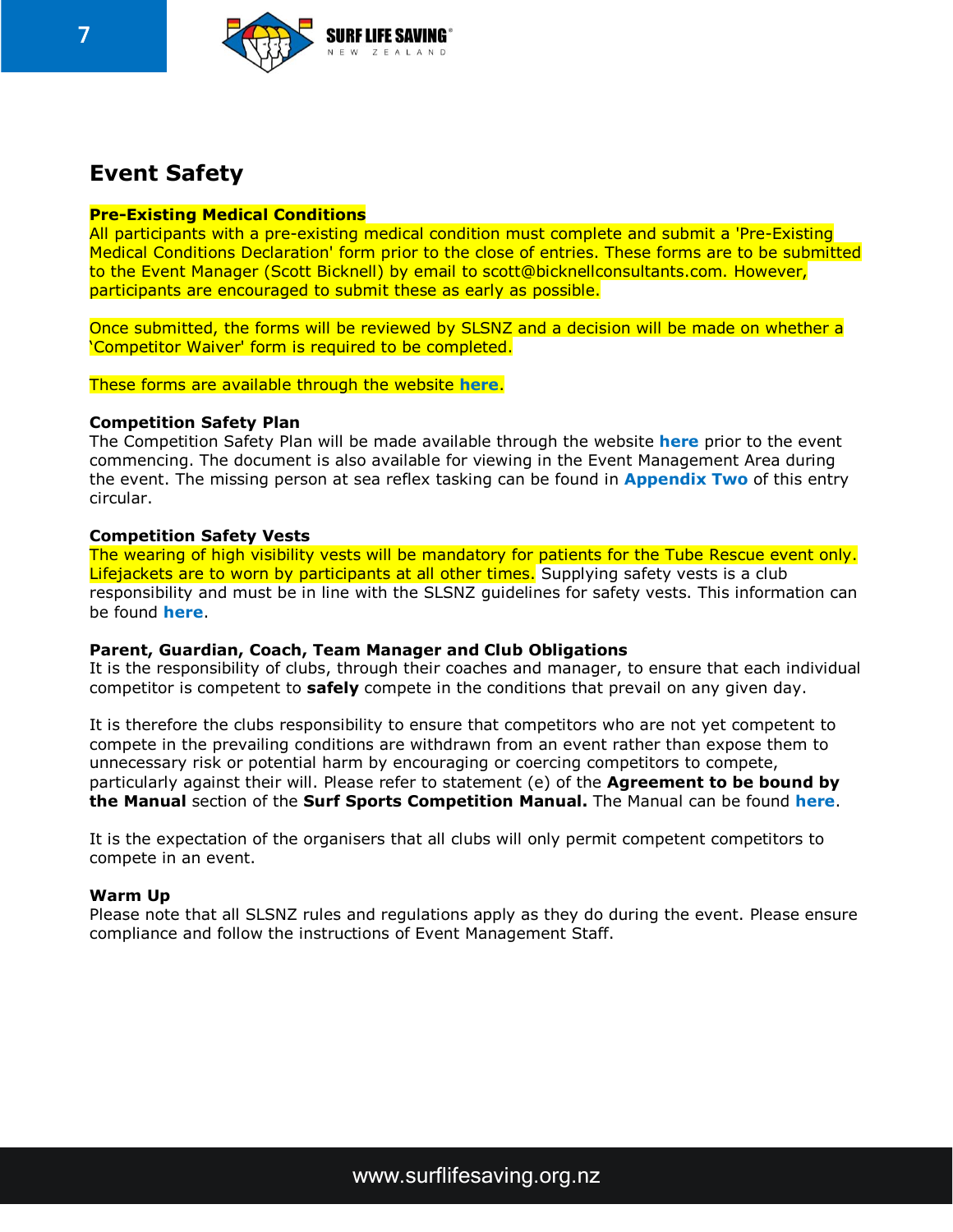# Event Safety

**Pre-Existing Medical Conditions**
All participants with a pre-existing medical condition must complete and submit a 'Pre-Existing Medical Conditions Declaration' form prior to the close of entries. These forms are to be submitted to the Event Manager (Scott Bicknell) by email to scott@bicknellconsultants.com. However, participants are encouraged to submit these as early as possible.

Once submitted, the forms will be reviewed by SLSNZ and a decision will be made on whether a 'Competitor Waiver' form is required to be completed.

These forms are available through the website **here**.

**Competition Safety Plan**
The Competition Safety Plan will be made available through the website **here** prior to the event commencing. The document is also available for viewing in the Event Management Area during the event. The missing person at sea reflex tasking can be found in **Appendix Two** of this entry circular.

**Competition Safety Vests**
The wearing of high visibility vests will be mandatory for patients for the Tube Rescue event only. Lifejackets are to worn by participants at all other times. Supplying safety vests is a club responsibility and must be in line with the SLSNZ guidelines for safety vests. This information can be found **here**.

**Parent, Guardian, Coach, Team Manager and Club Obligations**
It is the responsibility of clubs, through their coaches and manager, to ensure that each individual competitor is competent to **safely** compete in the conditions that prevail on any given day.

It is therefore the clubs responsibility to ensure that competitors who are not yet competent to compete in the prevailing conditions are withdrawn from an event rather than expose them to unnecessary risk or potential harm by encouraging or coercing competitors to compete, particularly against their will. Please refer to statement (e) of the **Agreement to be bound by the Manual** section of the **Surf Sports Competition Manual.** The Manual can be found **here**.

It is the expectation of the organisers that all clubs will only permit competent competitors to compete in an event.

**Warm Up**
Please note that all SLSNZ rules and regulations apply as they do during the event. Please ensure compliance and follow the instructions of Event Management Staff.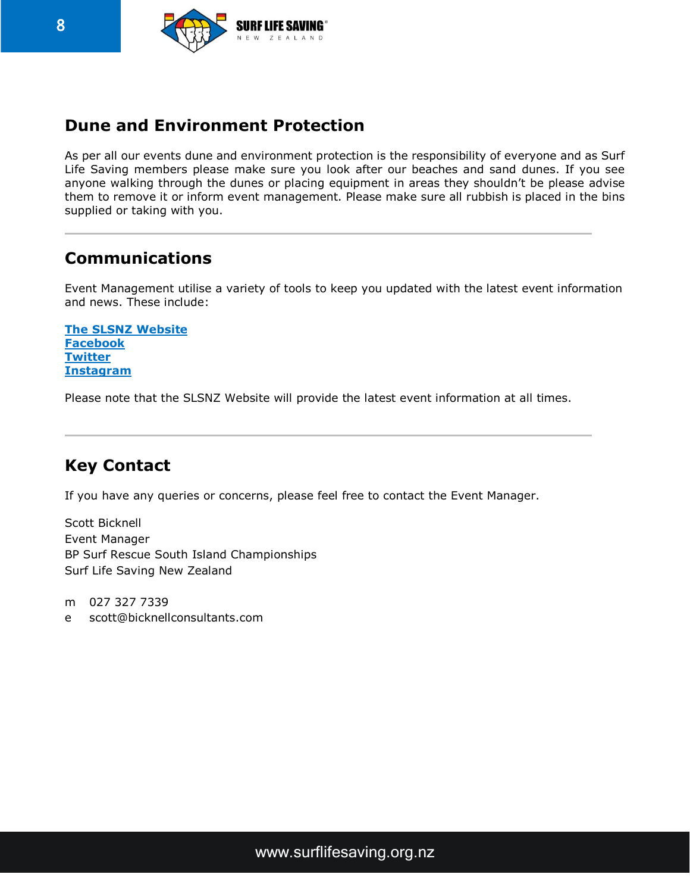## Dune and Environment Protection

As per all our events dune and environment protection is the responsibility of everyone and as Surf Life Saving members please make sure you look after our beaches and sand dunes. If you see anyone walking through the dunes or placing equipment in areas they shouldn't be please advise them to remove it or inform event management. Please make sure all rubbish is placed in the bins supplied or taking with you.

---

## Communications

Event Management utilise a variety of tools to keep you updated with the latest event information and news. These include:

**The SLSNZ Website**
**Facebook**
**Twitter**
**Instagram**

Please note that the SLSNZ Website will provide the latest event information at all times.

---

## Key Contact

If you have any queries or concerns, please feel free to contact the Event Manager.

Scott Bicknell
Event Manager
BP Surf Rescue South Island Championships
Surf Life Saving New Zealand

m 027 327 7339
e scott@bicknellconsultants.com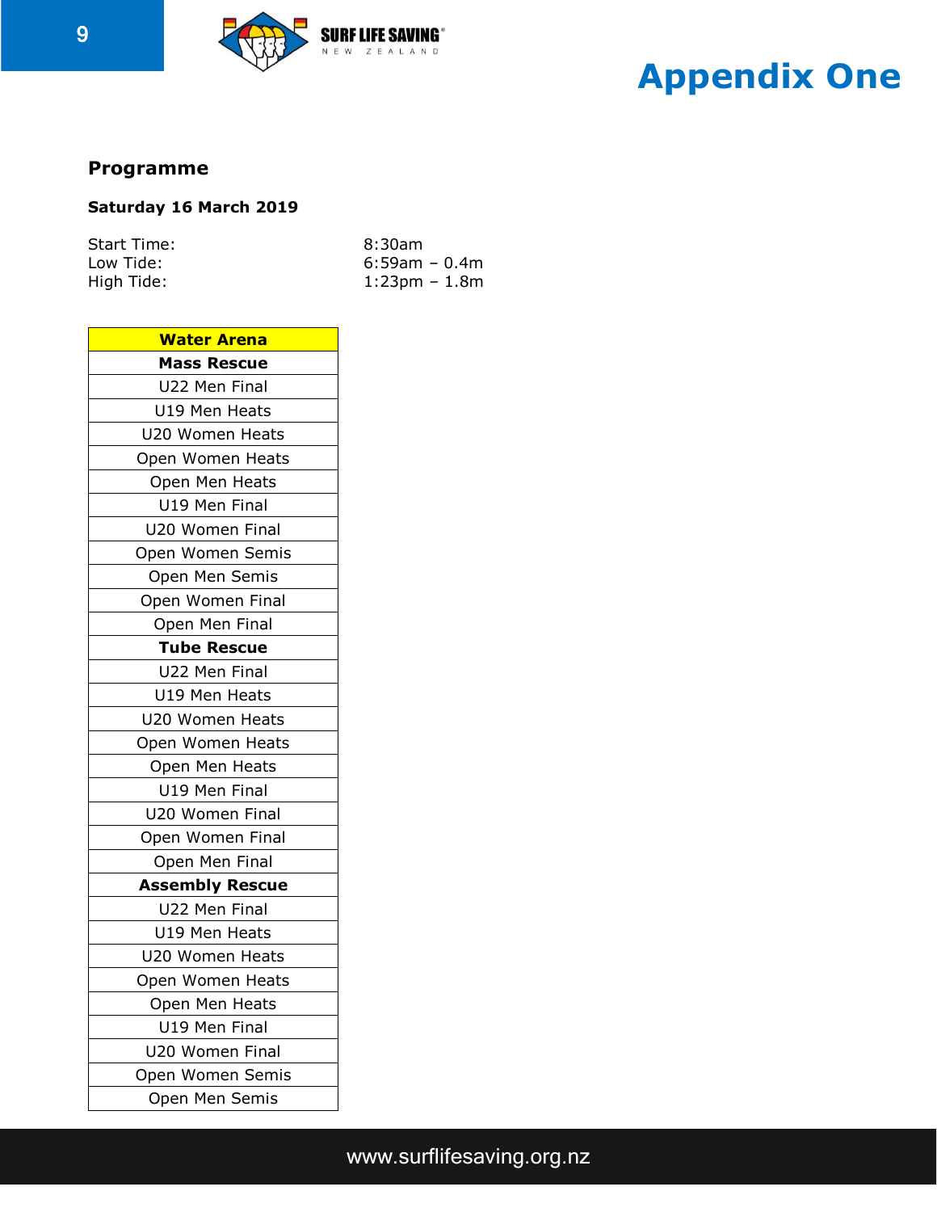# Appendix One

## Programme

**Saturday 16 March 2019**

| | |
|---|---|
| Start Time: | 8:30am |
| Low Tide: | 6:59am – 0.4m |
| High Tide: | 1:23pm – 1.8m |

| Water Arena |
|---|
| **Mass Rescue** |
| U22 Men Final |
| U19 Men Heats |
| U20 Women Heats |
| Open Women Heats |
| Open Men Heats |
| U19 Men Final |
| U20 Women Final |
| Open Women Semis |
| Open Men Semis |
| Open Women Final |
| Open Men Final |
| **Tube Rescue** |
| U22 Men Final |
| U19 Men Heats |
| U20 Women Heats |
| Open Women Heats |
| Open Men Heats |
| U19 Men Final |
| U20 Women Final |
| Open Women Final |
| Open Men Final |
| **Assembly Rescue** |
| U22 Men Final |
| U19 Men Heats |
| U20 Women Heats |
| Open Women Heats |
| Open Men Heats |
| U19 Men Final |
| U20 Women Final |
| Open Women Semis |
| Open Men Semis |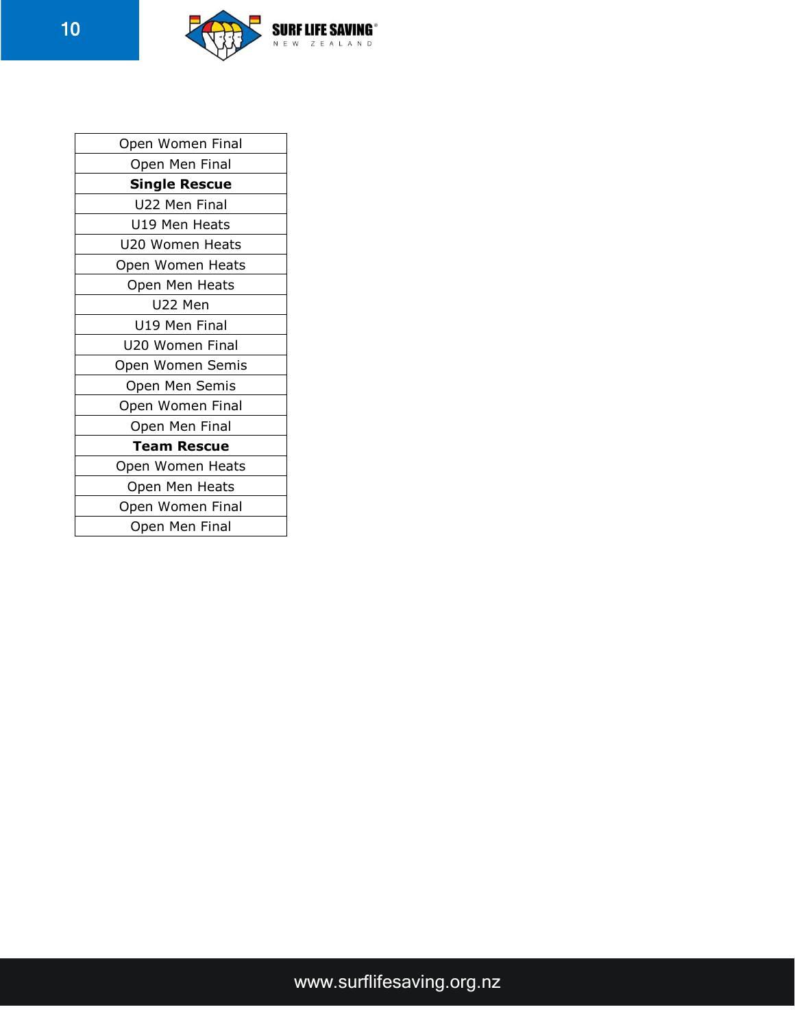| Open Women Final |
|---|
| Open Men Final |
| **Single Rescue** |
| U22 Men Final |
| U19 Men Heats |
| U20 Women Heats |
| Open Women Heats |
| Open Men Heats |
| U22 Men |
| U19 Men Final |
| U20 Women Final |
| Open Women Semis |
| Open Men Semis |
| Open Women Final |
| Open Men Final |
| **Team Rescue** |
| Open Women Heats |
| Open Men Heats |
| Open Women Final |
| Open Men Final |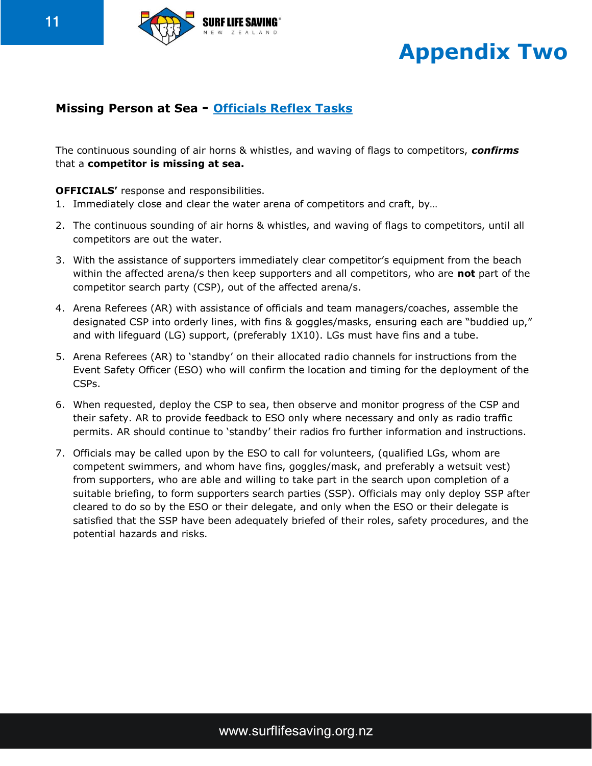# Appendix Two

## Missing Person at Sea - Officials Reflex Tasks

The continuous sounding of air horns & whistles, and waving of flags to competitors, ***confirms*** that a **competitor is missing at sea.**

**OFFICIALS'** response and responsibilities.

1. Immediately close and clear the water arena of competitors and craft, by…
2. The continuous sounding of air horns & whistles, and waving of flags to competitors, until all competitors are out the water.
3. With the assistance of supporters immediately clear competitor's equipment from the beach within the affected arena/s then keep supporters and all competitors, who are **not** part of the competitor search party (CSP), out of the affected arena/s.
4. Arena Referees (AR) with assistance of officials and team managers/coaches, assemble the designated CSP into orderly lines, with fins & goggles/masks, ensuring each are "buddied up," and with lifeguard (LG) support, (preferably 1X10). LGs must have fins and a tube.
5. Arena Referees (AR) to 'standby' on their allocated radio channels for instructions from the Event Safety Officer (ESO) who will confirm the location and timing for the deployment of the CSPs.
6. When requested, deploy the CSP to sea, then observe and monitor progress of the CSP and their safety. AR to provide feedback to ESO only where necessary and only as radio traffic permits. AR should continue to 'standby' their radios fro further information and instructions.
7. Officials may be called upon by the ESO to call for volunteers, (qualified LGs, whom are competent swimmers, and whom have fins, goggles/mask, and preferably a wetsuit vest) from supporters, who are able and willing to take part in the search upon completion of a suitable briefing, to form supporters search parties (SSP). Officials may only deploy SSP after cleared to do so by the ESO or their delegate, and only when the ESO or their delegate is satisfied that the SSP have been adequately briefed of their roles, safety procedures, and the potential hazards and risks.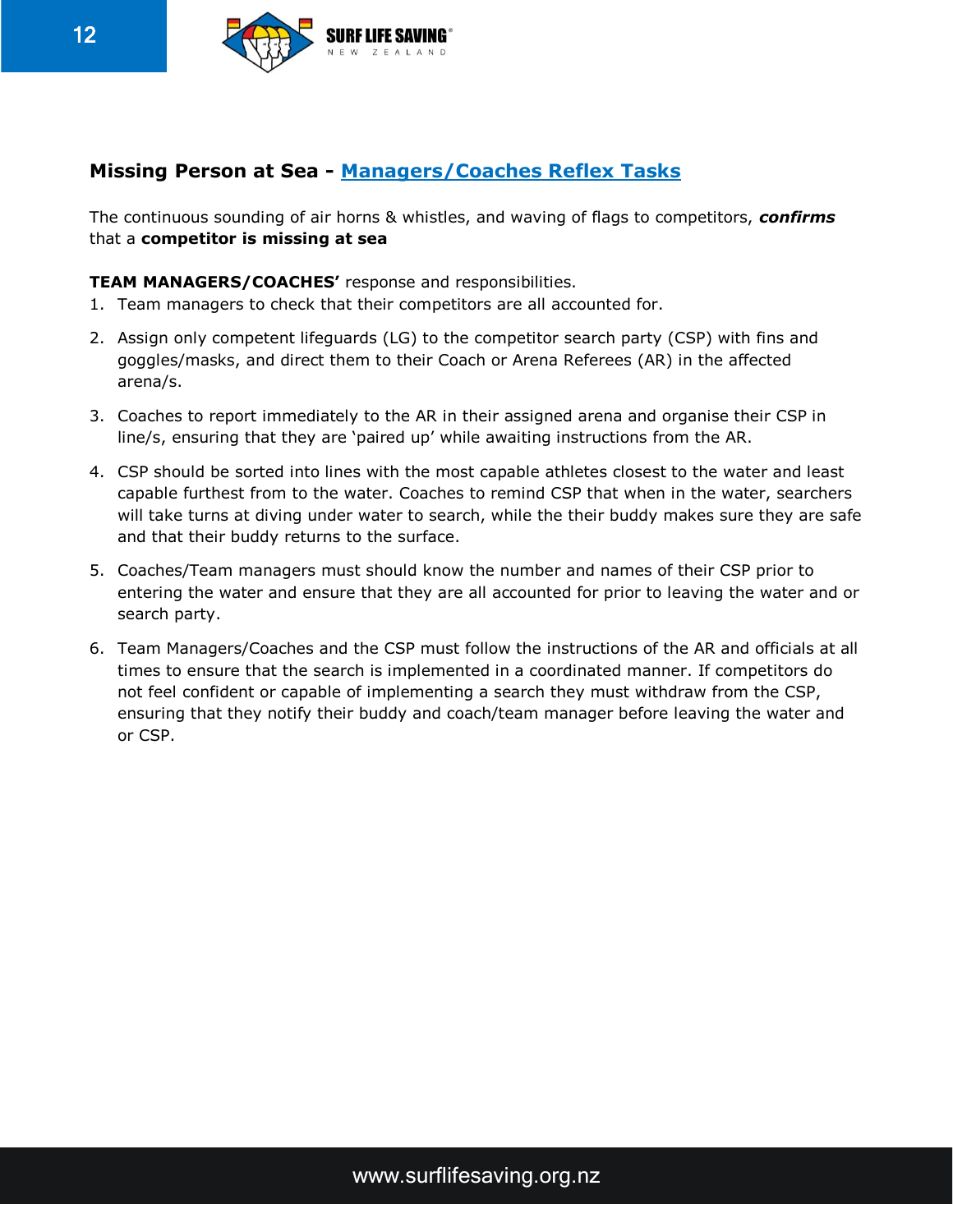## Missing Person at Sea - Managers/Coaches Reflex Tasks

The continuous sounding of air horns & whistles, and waving of flags to competitors, ***confirms*** that a **competitor is missing at sea**

**TEAM MANAGERS/COACHES'** response and responsibilities.

1. Team managers to check that their competitors are all accounted for.
2. Assign only competent lifeguards (LG) to the competitor search party (CSP) with fins and goggles/masks, and direct them to their Coach or Arena Referees (AR) in the affected arena/s.
3. Coaches to report immediately to the AR in their assigned arena and organise their CSP in line/s, ensuring that they are 'paired up' while awaiting instructions from the AR.
4. CSP should be sorted into lines with the most capable athletes closest to the water and least capable furthest from to the water. Coaches to remind CSP that when in the water, searchers will take turns at diving under water to search, while the their buddy makes sure they are safe and that their buddy returns to the surface.
5. Coaches/Team managers must should know the number and names of their CSP prior to entering the water and ensure that they are all accounted for prior to leaving the water and or search party.
6. Team Managers/Coaches and the CSP must follow the instructions of the AR and officials at all times to ensure that the search is implemented in a coordinated manner. If competitors do not feel confident or capable of implementing a search they must withdraw from the CSP, ensuring that they notify their buddy and coach/team manager before leaving the water and or CSP.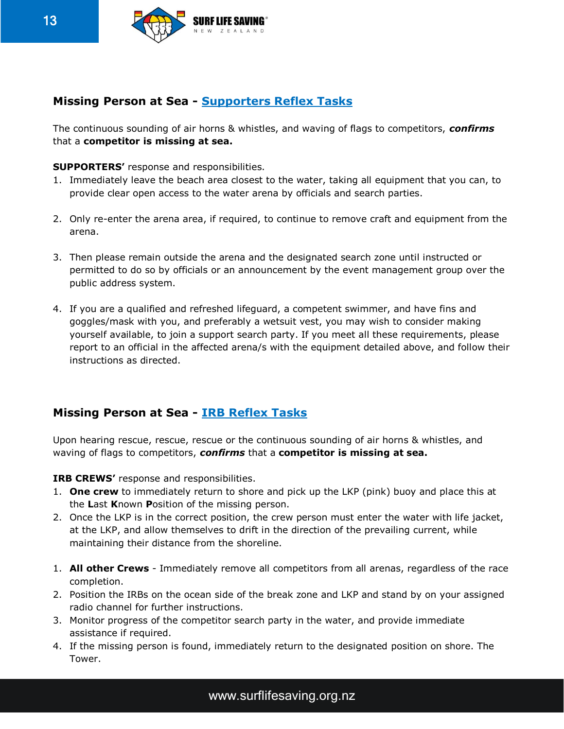## Missing Person at Sea - Supporters Reflex Tasks

The continuous sounding of air horns & whistles, and waving of flags to competitors, ***confirms*** that a **competitor is missing at sea.**

**SUPPORTERS'** response and responsibilities.

1. Immediately leave the beach area closest to the water, taking all equipment that you can, to provide clear open access to the water arena by officials and search parties.

2. Only re-enter the arena area, if required, to continue to remove craft and equipment from the arena.

3. Then please remain outside the arena and the designated search zone until instructed or permitted to do so by officials or an announcement by the event management group over the public address system.

4. If you are a qualified and refreshed lifeguard, a competent swimmer, and have fins and goggles/mask with you, and preferably a wetsuit vest, you may wish to consider making yourself available, to join a support search party. If you meet all these requirements, please report to an official in the affected arena/s with the equipment detailed above, and follow their instructions as directed.

## Missing Person at Sea - IRB Reflex Tasks

Upon hearing rescue, rescue, rescue or the continuous sounding of air horns & whistles, and waving of flags to competitors, ***confirms*** that a **competitor is missing at sea.**

**IRB CREWS'** response and responsibilities.

1. **One crew** to immediately return to shore and pick up the LKP (pink) buoy and place this at the **L**ast **K**nown **P**osition of the missing person.
2. Once the LKP is in the correct position, the crew person must enter the water with life jacket, at the LKP, and allow themselves to drift in the direction of the prevailing current, while maintaining their distance from the shoreline.

1. **All other Crews** - Immediately remove all competitors from all arenas, regardless of the race completion.
2. Position the IRBs on the ocean side of the break zone and LKP and stand by on your assigned radio channel for further instructions.
3. Monitor progress of the competitor search party in the water, and provide immediate assistance if required.
4. If the missing person is found, immediately return to the designated position on shore. The Tower.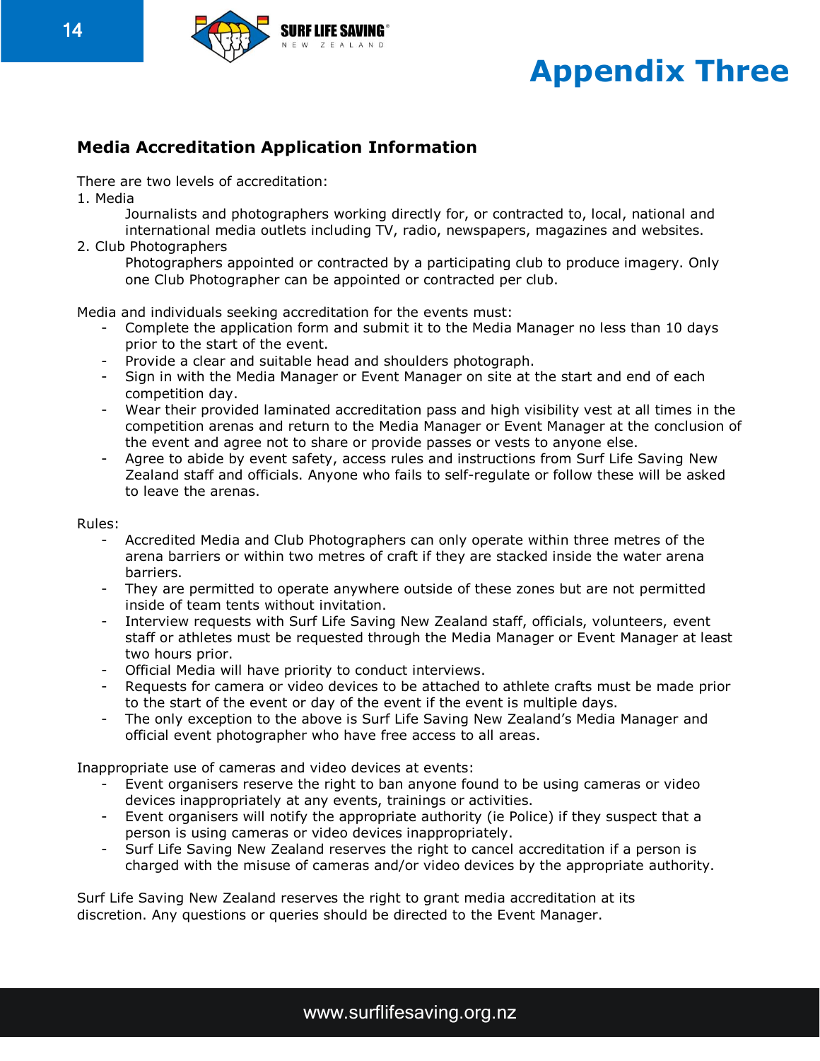# Appendix Three

## Media Accreditation Application Information

There are two levels of accreditation:

1. Media
   Journalists and photographers working directly for, or contracted to, local, national and international media outlets including TV, radio, newspapers, magazines and websites.
2. Club Photographers
   Photographers appointed or contracted by a participating club to produce imagery. Only one Club Photographer can be appointed or contracted per club.

Media and individuals seeking accreditation for the events must:

- Complete the application form and submit it to the Media Manager no less than 10 days prior to the start of the event.
- Provide a clear and suitable head and shoulders photograph.
- Sign in with the Media Manager or Event Manager on site at the start and end of each competition day.
- Wear their provided laminated accreditation pass and high visibility vest at all times in the competition arenas and return to the Media Manager or Event Manager at the conclusion of the event and agree not to share or provide passes or vests to anyone else.
- Agree to abide by event safety, access rules and instructions from Surf Life Saving New Zealand staff and officials. Anyone who fails to self-regulate or follow these will be asked to leave the arenas.

Rules:

- Accredited Media and Club Photographers can only operate within three metres of the arena barriers or within two metres of craft if they are stacked inside the water arena barriers.
- They are permitted to operate anywhere outside of these zones but are not permitted inside of team tents without invitation.
- Interview requests with Surf Life Saving New Zealand staff, officials, volunteers, event staff or athletes must be requested through the Media Manager or Event Manager at least two hours prior.
- Official Media will have priority to conduct interviews.
- Requests for camera or video devices to be attached to athlete crafts must be made prior to the start of the event or day of the event if the event is multiple days.
- The only exception to the above is Surf Life Saving New Zealand's Media Manager and official event photographer who have free access to all areas.

Inappropriate use of cameras and video devices at events:

- Event organisers reserve the right to ban anyone found to be using cameras or video devices inappropriately at any events, trainings or activities.
- Event organisers will notify the appropriate authority (ie Police) if they suspect that a person is using cameras or video devices inappropriately.
- Surf Life Saving New Zealand reserves the right to cancel accreditation if a person is charged with the misuse of cameras and/or video devices by the appropriate authority.

Surf Life Saving New Zealand reserves the right to grant media accreditation at its discretion. Any questions or queries should be directed to the Event Manager.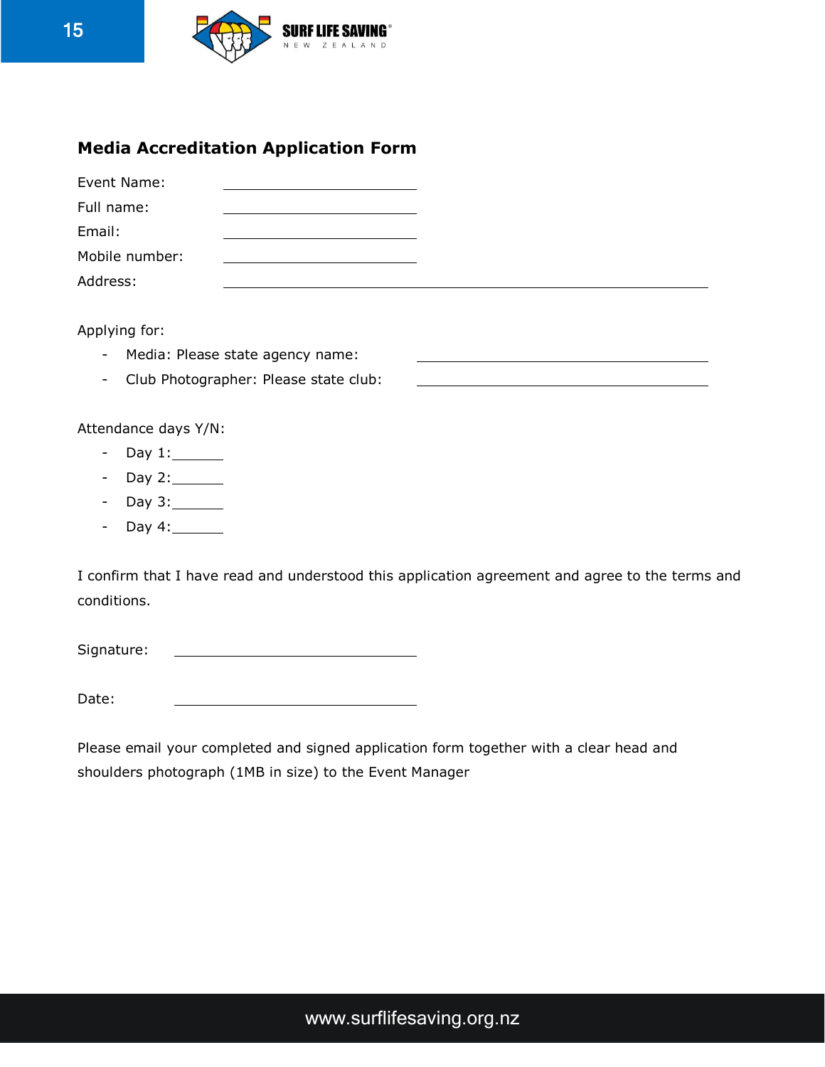## Media Accreditation Application Form

Event Name: ______________________

Full name: ______________________

Email: ______________________

Mobile number: ______________________

Address: ______________________________________________

Applying for:

- Media: Please state agency name: ______________________
- Club Photographer: Please state club: ______________________

Attendance days Y/N:

- Day 1:______
- Day 2:______
- Day 3:______
- Day 4:______

I confirm that I have read and understood this application agreement and agree to the terms and conditions.

Signature: ______________________

Date: ______________________

Please email your completed and signed application form together with a clear head and shoulders photograph (1MB in size) to the Event Manager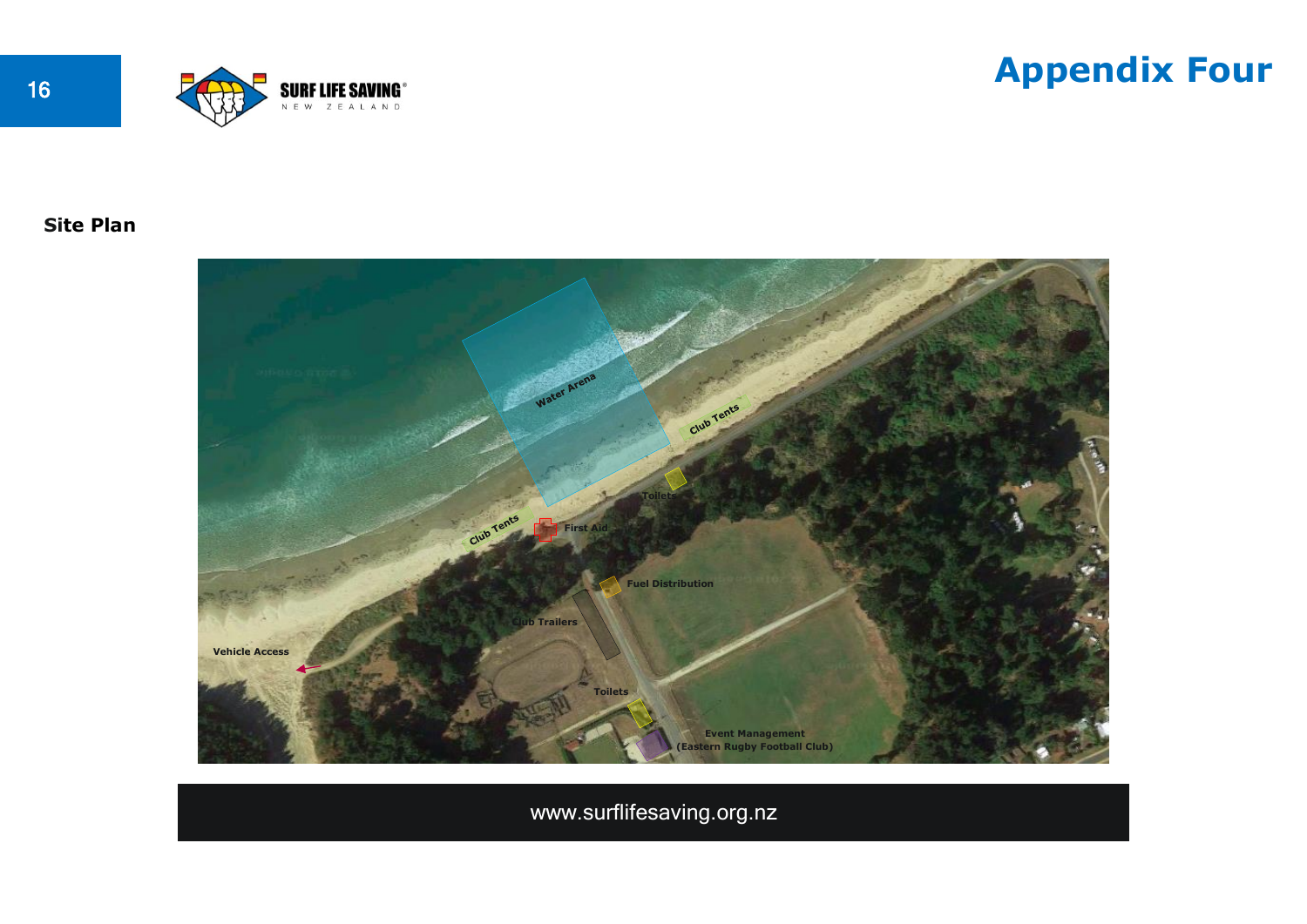# Appendix Four

## Site Plan

Water Arena

Club Tents

Club Tents

Toilet

First Aid

Fuel Distribution

Club Trailers

Vehicle Access

Toilets

Event Management
(Eastern Rugby Football Club)